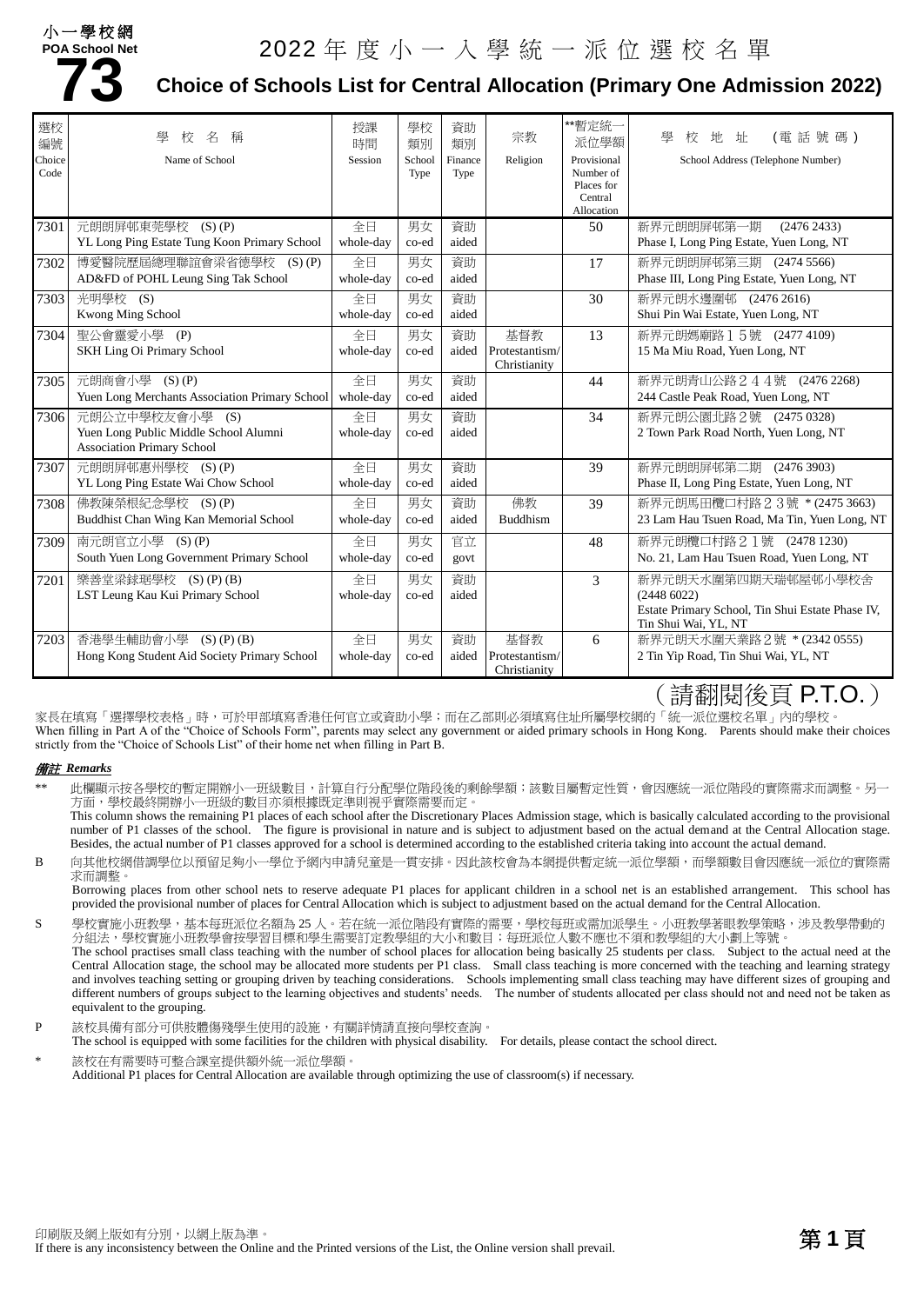小一學校網
POA School Net
# 73

# 2022 年 度 小 一 入 學 統 一 派 位 選 校 名 單

## Choice of Schools List for Central Allocation (Primary One Admission 2022)

| 選校編號 Choice Code | 學 校 名 稱 Name of School | 授課時間 Session | 學校類別 School Type | 資助類別 Finance Type | 宗教 Religion | **暫定統一派位學額 Provisional Number of Places for Central Allocation | 學 校 地 址 (電 話 號 碼) School Address (Telephone Number) |
|---|---|---|---|---|---|---|---|
| 7301 | 元朗朗屏邨東莞學校 (S) (P) YL Long Ping Estate Tung Koon Primary School | 全日 whole-day | 男女 co-ed | 資助 aided | | 50 | 新界元朗朗屏邨第一期 (2476 2433) Phase I, Long Ping Estate, Yuen Long, NT |
| 7302 | 博愛醫院歷屆總理聯誼會梁省德學校 (S) (P) AD&FD of POHL Leung Sing Tak School | 全日 whole-day | 男女 co-ed | 資助 aided | | 17 | 新界元朗朗屏邨第三期 (2474 5566) Phase III, Long Ping Estate, Yuen Long, NT |
| 7303 | 光明學校 (S) Kwong Ming School | 全日 whole-day | 男女 co-ed | 資助 aided | | 30 | 新界元朗水邊圍邨 (2476 2616) Shui Pin Wai Estate, Yuen Long, NT |
| 7304 | 聖公會靈愛小學 (P) SKH Ling Oi Primary School | 全日 whole-day | 男女 co-ed | 資助 aided | 基督教 Protestantism/ Christianity | 13 | 新界元朗媽廟路１５號 (2477 4109) 15 Ma Miu Road, Yuen Long, NT |
| 7305 | 元朗商會小學 (S) (P) Yuen Long Merchants Association Primary School | 全日 whole-day | 男女 co-ed | 資助 aided | | 44 | 新界元朗青山公路２４４號 (2476 2268) 244 Castle Peak Road, Yuen Long, NT |
| 7306 | 元朗公立中學校友會小學 (S) Yuen Long Public Middle School Alumni Association Primary School | 全日 whole-day | 男女 co-ed | 資助 aided | | 34 | 新界元朗公園北路２號 (2475 0328) 2 Town Park Road North, Yuen Long, NT |
| 7307 | 元朗朗屏邨惠州學校 (S) (P) YL Long Ping Estate Wai Chow School | 全日 whole-day | 男女 co-ed | 資助 aided | | 39 | 新界元朗朗屏邨第二期 (2476 3903) Phase II, Long Ping Estate, Yuen Long, NT |
| 7308 | 佛教陳榮根紀念學校 (S) (P) Buddhist Chan Wing Kan Memorial School | 全日 whole-day | 男女 co-ed | 資助 aided | 佛教 Buddhism | 39 | 新界元朗馬田欖口村路２３號 * (2475 3663) 23 Lam Hau Tsuen Road, Ma Tin, Yuen Long, NT |
| 7309 | 南元朗官立小學 (S) (P) South Yuen Long Government Primary School | 全日 whole-day | 男女 co-ed | 官立 govt | | 48 | 新界元朗欖口村路２１號 (2478 1230) No. 21, Lam Hau Tsuen Road, Yuen Long, NT |
| 7201 | 樂善堂梁銶琚學校 (S) (P) (B) LST Leung Kau Kui Primary School | 全日 whole-day | 男女 co-ed | 資助 aided | | 3 | 新界元朗天水圍第四期天瑞邨屋邨小學校舍 (2448 6022) Estate Primary School, Tin Shui Estate Phase IV, Tin Shui Wai, YL, NT |
| 7203 | 香港學生輔助會小學 (S) (P) (B) Hong Kong Student Aid Society Primary School | 全日 whole-day | 男女 co-ed | 資助 aided | 基督教 Protestantism/ Christianity | 6 | 新界元朗天水圍天業路２號 * (2342 0555) 2 Tin Yip Road, Tin Shui Wai, YL, NT |

（請翻閱後頁 P.T.O.）

家長在填寫「選擇學校表格」時，可於甲部填寫香港任何官立或資助小學；而在乙部則必須填寫住址所屬學校網的「統一派位選校名單」內的學校。
When filling in Part A of the "Choice of Schools Form", parents may select any government or aided primary schools in Hong Kong. Parents should make their choices strictly from the "Choice of Schools List" of their home net when filling in Part B.

***備註 Remarks***

\*\* 此欄顯示按各學校的暫定開辦小一班級數目，計算自行分配學位階段後的剩餘學額；該數目屬暫定性質，會因應統一派位階段的實際需求而調整。另一方面，學校最終開辦小一班級的數目亦須根據既定準則視乎實際需要而定。
This column shows the remaining P1 places of each school after the Discretionary Places Admission stage, which is basically calculated according to the provisional number of P1 classes of the school. The figure is provisional in nature and is subject to adjustment based on the actual demand at the Central Allocation stage. Besides, the actual number of P1 classes approved for a school is determined according to the established criteria taking into account the actual demand.

B 向其他校網借調學位以預留足夠小一學位予網內申請兒童是一貫安排。因此該校會為本網提供暫定統一派位學額，而學額數目會因應統一派位的實際需求而調整。
Borrowing places from other school nets to reserve adequate P1 places for applicant children in a school net is an established arrangement. This school has provided the provisional number of places for Central Allocation which is subject to adjustment based on the actual demand for the Central Allocation.

S 學校實施小班教學，基本每班派位名額為 25 人。若在統一派位階段有實際的需要，學校每班或需加派學生。小班教學著眼教學策略，涉及教學帶動的分組法，學校實施小班教學會按學習目標和學生需要訂定教學組的大小和數目；每班派位人數不應也不須和教學組的大小劃上等號。
The school practises small class teaching with the number of school places for allocation being basically 25 students per class. Subject to the actual need at the Central Allocation stage, the school may be allocated more students per P1 class. Small class teaching is more concerned with the teaching and learning strategy and involves teaching setting or grouping driven by teaching considerations. Schools implementing small class teaching may have different sizes of grouping and different numbers of groups subject to the learning objectives and students' needs. The number of students allocated per class should not and need not be taken as equivalent to the grouping.

P 該校具備有部分可供肢體傷殘學生使用的設施，有關詳情請直接向學校查詢。
The school is equipped with some facilities for the children with physical disability. For details, please contact the school direct.

\* 該校在有需要時可整合課室提供額外統一派位學額。
Additional P1 places for Central Allocation are available through optimizing the use of classroom(s) if necessary.

印刷版及網上版如有分別，以網上版為準。
If there is any inconsistency between the Online and the Printed versions of the List, the Online version shall prevail.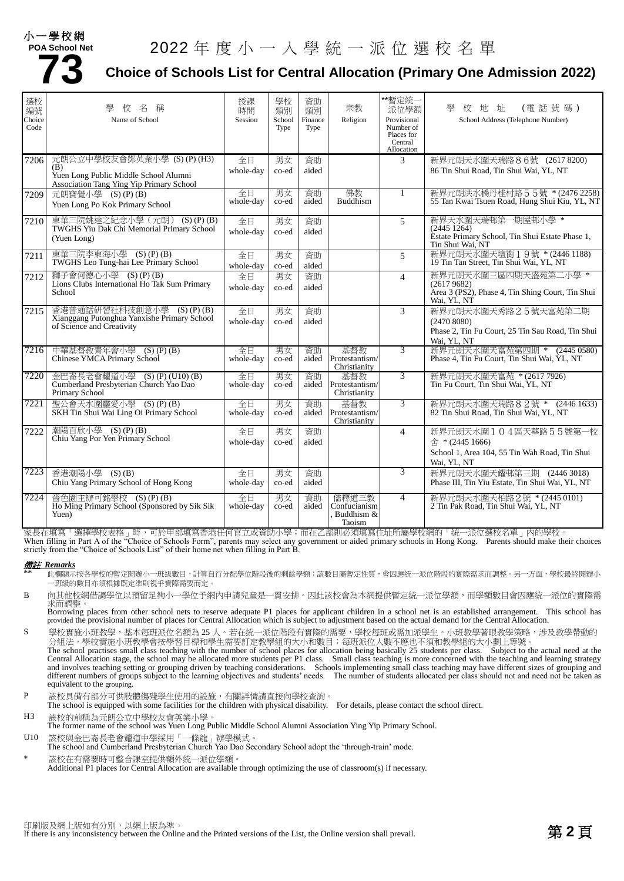小一學校網 POA School Net **73**

# 2022 年度小一入學統一派位選校名單

## Choice of Schools List for Central Allocation (Primary One Admission 2022)

| 選校編號 Choice Code | 學校名稱 Name of School | 授課時間 Session | 學校類別 School Type | 資助類別 Finance Type | 宗教 Religion | **暫定統一派位學額 Provisional Number of Places for Central Allocation | 學校地址（電話號碼） School Address (Telephone Number) |
|---|---|---|---|---|---|---|---|
| 7206 | 元朗公立中學校友會鄧英業小學 (S) (P) (H3) (B) Yuen Long Public Middle School Alumni Association Tang Ying Yip Primary School | 全日 whole-day | 男女 co-ed | 資助 aided | | 3 | 新界元朗天水圍天瑞路８６號 (2617 8200) 86 Tin Shui Road, Tin Shui Wai, YL, NT |
| 7209 | 元朗寶覺小學 (S) (P) (B) Yuen Long Po Kok Primary School | 全日 whole-day | 男女 co-ed | 資助 aided | 佛教 Buddhism | 1 | 新界元朗洪水橋丹桂村路５５號 * (2476 2258) 55 Tan Kwai Tsuen Road, Hung Shui Kiu, YL, NT |
| 7210 | 東華三院姚達之紀念小學（元朗） (S) (P) (B) TWGHS Yiu Dak Chi Memorial Primary School (Yuen Long) | 全日 whole-day | 男女 co-ed | 資助 aided | | 5 | 新界天水圍天瑞邨第一期屋邨小學 * (2445 1264) Estate Primary School, Tin Shui Estate Phase 1, Tin Shui Wai, NT |
| 7211 | 東華三院李東海小學 (S) (P) (B) TWGHS Leo Tung-hai Lee Primary School | 全日 whole-day | 男女 co-ed | 資助 aided | | 5 | 新界元朗天水圍天壇街１９號 * (2446 1188) 19 Tin Tan Street, Tin Shui Wai, YL, NT |
| 7212 | 獅子會何德心小學 (S) (P) (B) Lions Clubs International Ho Tak Sum Primary School | 全日 whole-day | 男女 co-ed | 資助 aided | | 4 | 新界元朗天水圍三區四期天盛苑第二小學 * (2617 9682) Area 3 (PS2), Phase 4, Tin Shing Court, Tin Shui Wai, YL, NT |
| 7215 | 香港普通話研習社科技創意小學 (S) (P) (B) Xianggang Putonghua Yanxishe Primary School of Science and Creativity | 全日 whole-day | 男女 co-ed | 資助 aided | | 3 | 新界元朗天水圍天秀路２５號天富苑第二期 (2470 8080) Phase 2, Tin Fu Court, 25 Tin Sau Road, Tin Shui Wai, YL, NT |
| 7216 | 中華基督教青年會小學 (S) (P) (B) Chinese YMCA Primary School | 全日 whole-day | 男女 co-ed | 資助 aided | 基督教 Protestantism/ Christianity | 3 | 新界元朗天水圍天富苑第四期 * (2445 0580) Phase 4, Tin Fu Court, Tin Shui Wai, YL, NT |
| 7220 | 金巴崙長老會耀道小學 (S) (P) (U10) (B) Cumberland Presbyterian Church Yao Dao Primary School | 全日 whole-day | 男女 co-ed | 資助 aided | 基督教 Protestantism/ Christianity | 3 | 新界元朗天水圍天富苑 * (2617 7926) Tin Fu Court, Tin Shui Wai, YL, NT |
| 7221 | 聖公會天水圍靈愛小學 (S) (P) (B) SKH Tin Shui Wai Ling Oi Primary School | 全日 whole-day | 男女 co-ed | 資助 aided | 基督教 Protestantism/ Christianity | 3 | 新界元朗天水圍天瑞路８２號 * (2446 1633) 82 Tin Shui Road, Tin Shui Wai, YL, NT |
| 7222 | 潮陽百欣小學 (S) (P) (B) Chiu Yang Por Yen Primary School | 全日 whole-day | 男女 co-ed | 資助 aided | | 4 | 新界元朗天水圍１０４區天華路５５號第一校舍 * (2445 1666) School 1, Area 104, 55 Tin Wah Road, Tin Shui Wai, YL, NT |
| 7223 | 香港潮陽小學 (S) (B) Chiu Yang Primary School of Hong Kong | 全日 whole-day | 男女 co-ed | 資助 aided | | 3 | 新界元朗天水圍天耀邨第三期 (2446 3018) Phase III, Tin Yiu Estate, Tin Shui Wai, YL, NT |
| 7224 | 嗇色園主辦可銘學校 (S) (P) (B) Ho Ming Primary School (Sponsored by Sik Sik Yuen) | 全日 whole-day | 男女 co-ed | 資助 aided | 儒釋道三教 Confucianism, Buddhism & Taoism | 4 | 新界元朗天水圍天柏路２號 * (2445 0101) 2 Tin Pak Road, Tin Shui Wai, YL, NT |

家長在填寫「選擇學校表格」時，可於甲部填寫香港任何官立或資助小學；而在乙部則必須填寫住址所屬學校網的「統一派位選校名單」內的學校。
When filling in Part A of the "Choice of Schools Form", parents may select any government or aided primary schools in Hong Kong. Parents should make their choices strictly from the "Choice of Schools List" of their home net when filling in Part B.

***備註 Remarks***

** 此欄顯示按各學校的暫定開辦小一班級數目，計算自行分配學位階段後的剩餘學額；該數目屬暫定性質，會因應統一派位階段的實際需求而調整。另一方面，學校最終開辦小一班級的數目亦須根據既定準則視乎實際需要而定。

B 向其他校網借調學位以預留足夠小一學位予網內申請兒童是一貫安排。因此該校會為本網提供暫定統一派位學額，而學額數目會因應統一派位的實際需求而調整。
Borrowing places from other school nets to reserve adequate P1 places for applicant children in a school net is an established arrangement. This school has provided the provisional number of places for Central Allocation which is subject to adjustment based on the actual demand for the Central Allocation.

S 學校實施小班教學，基本每班派位名額為 25 人。若在統一派位階段有實際的需要，學校每班或需加派學生。小班教學著眼教學策略，涉及教學帶動的分組法，學校實施小班教學會按學習目標和學生需要訂定教學組的大小和數目；每班派位人數不應也不須和教學組的大小劃上等號。
The school practises small class teaching with the number of school places for allocation being basically 25 students per class. Subject to the actual need at the Central Allocation stage, the school may be allocated more students per P1 class. Small class teaching is more concerned with the teaching and learning strategy and involves teaching setting or grouping driven by teaching considerations. Schools implementing small class teaching may have different sizes of grouping and different numbers of groups subject to the learning objectives and students' needs. The number of students allocated per class should not and need not be taken as equivalent to the grouping.

P 該校具備有部分可供肢體傷殘學生使用的設施，有關詳情請直接向學校查詢。
The school is equipped with some facilities for the children with physical disability. For details, please contact the school direct.

H3 該校的前稱為元朗公立中學校友會英業小學。
The former name of the school was Yuen Long Public Middle School Alumni Association Ying Yip Primary School.

U10 該校與金巴崙長老會耀道中學採用「一條龍」辦學模式。
The school and Cumberland Presbyterian Church Yao Dao Secondary School adopt the 'through-train' mode.

\* 該校在有需要時可整合課室提供額外統一派位學額。
Additional P1 places for Central Allocation are available through optimizing the use of classroom(s) if necessary.

印刷版及網上版如有分別，以網上版為準。
If there is any inconsistency between the Online and the Printed versions of the List, the Online version shall prevail.